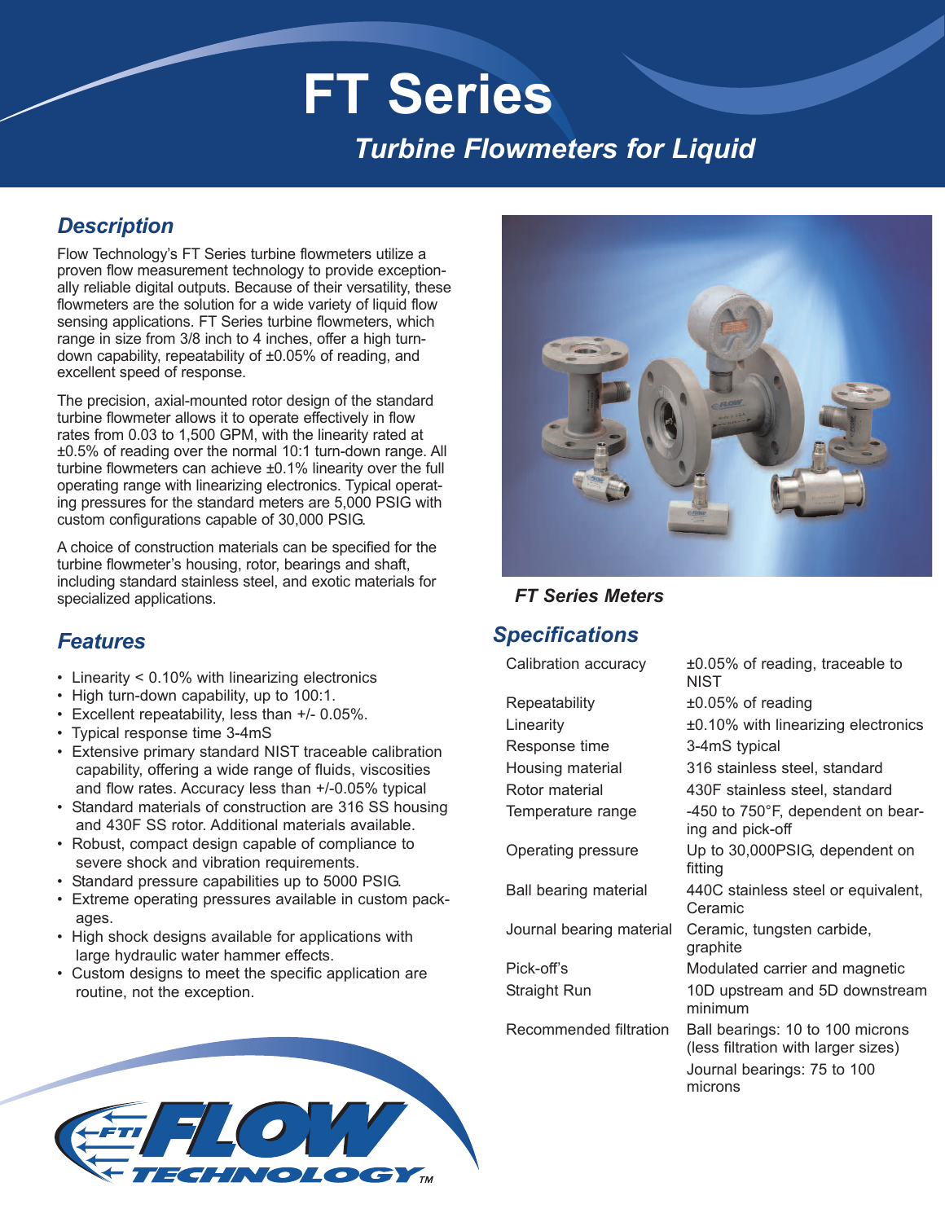# FT Series

## *Turbine Flowmeters for Liquid*

## *Description*

Flow Technology's FT Series turbine flowmeters utilize a proven flow measurement technology to provide exceptionally reliable digital outputs. Because of their versatility, these flowmeters are the solution for a wide variety of liquid flow sensing applications. FT Series turbine flowmeters, which range in size from 3/8 inch to 4 inches, offer a high turn-down capability, repeatability of ±0.05% of reading, and excellent speed of response.

The precision, axial-mounted rotor design of the standard turbine flowmeter allows it to operate effectively in flow rates from 0.03 to 1,500 GPM, with the linearity rated at ±0.5% of reading over the normal 10:1 turn-down range. All turbine flowmeters can achieve ±0.1% linearity over the full operating range with linearizing electronics. Typical operating pressures for the standard meters are 5,000 PSIG with custom configurations capable of 30,000 PSIG.

A choice of construction materials can be specified for the turbine flowmeter's housing, rotor, bearings and shaft, including standard stainless steel, and exotic materials for specialized applications.

*FT Series Meters*

## *Features*

- Linearity < 0.10% with linearizing electronics
- High turn-down capability, up to 100:1.
- Excellent repeatability, less than +/- 0.05%.
- Typical response time 3-4mS
- Extensive primary standard NIST traceable calibration capability, offering a wide range of fluids, viscosities and flow rates. Accuracy less than +/-0.05% typical
- Standard materials of construction are 316 SS housing and 430F SS rotor. Additional materials available.
- Robust, compact design capable of compliance to severe shock and vibration requirements.
- Standard pressure capabilities up to 5000 PSIG.
- Extreme operating pressures available in custom packages.
- High shock designs available for applications with large hydraulic water hammer effects.
- Custom designs to meet the specific application are routine, not the exception.

## *Specifications*

| | |
|---|---|
| Calibration accuracy | ±0.05% of reading, traceable to NIST |
| Repeatability | ±0.05% of reading |
| Linearity | ±0.10% with linearizing electronics |
| Response time | 3-4mS typical |
| Housing material | 316 stainless steel, standard |
| Rotor material | 430F stainless steel, standard |
| Temperature range | -450 to 750°F, dependent on bearing and pick-off |
| Operating pressure | Up to 30,000PSIG, dependent on fitting |
| Ball bearing material | 440C stainless steel or equivalent, Ceramic |
| Journal bearing material | Ceramic, tungsten carbide, graphite |
| Pick-off's | Modulated carrier and magnetic |
| Straight Run | 10D upstream and 5D downstream minimum |
| Recommended filtration | Ball bearings: 10 to 100 microns (less filtration with larger sizes)<br>Journal bearings: 75 to 100 microns |

FTI FLOW TECHNOLOGY™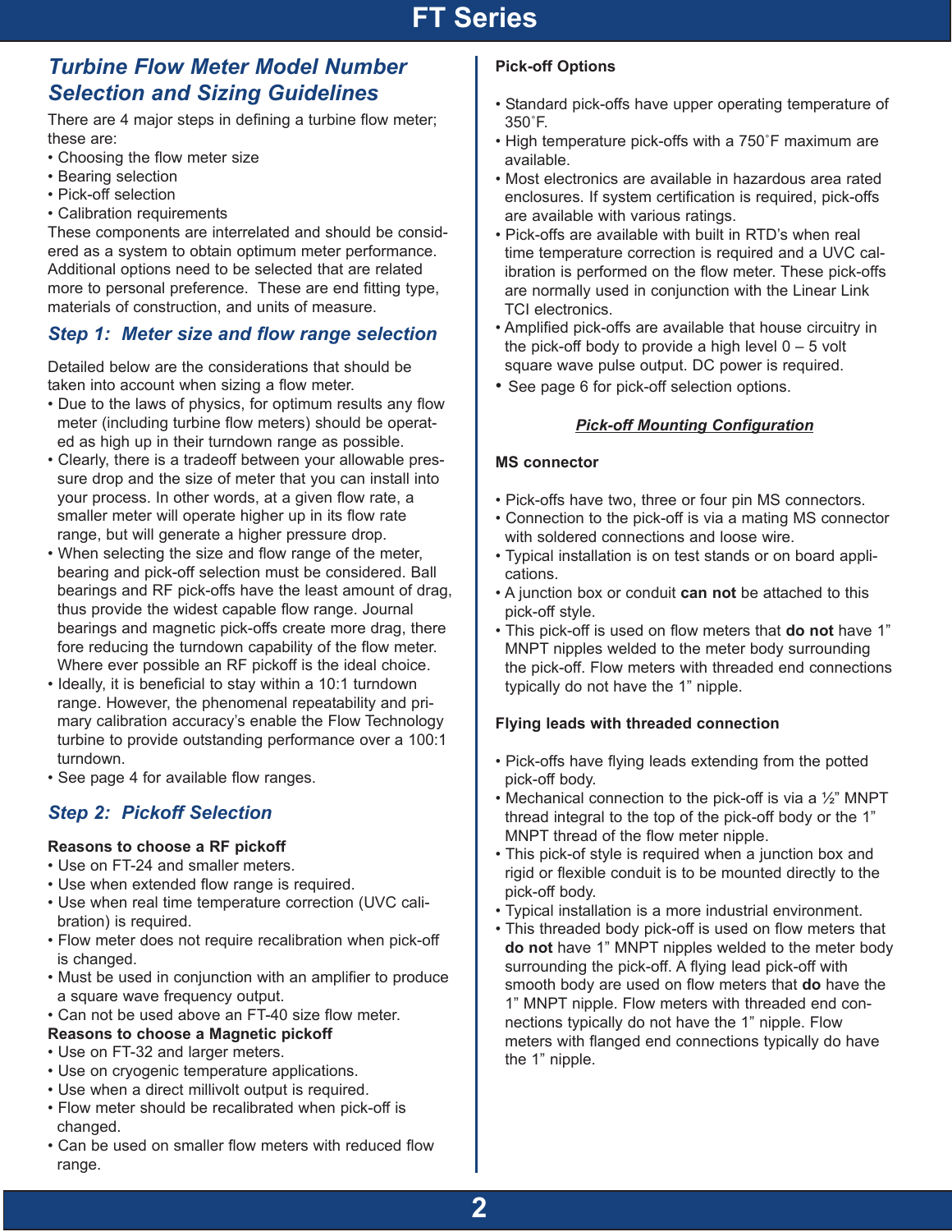## Turbine Flow Meter Model Number Selection and Sizing Guidelines

There are 4 major steps in defining a turbine flow meter; these are:

- Choosing the flow meter size
- Bearing selection
- Pick-off selection
- Calibration requirements

These components are interrelated and should be considered as a system to obtain optimum meter performance. Additional options need to be selected that are related more to personal preference. These are end fitting type, materials of construction, and units of measure.

### Step 1: Meter size and flow range selection

Detailed below are the considerations that should be taken into account when sizing a flow meter.

- Due to the laws of physics, for optimum results any flow meter (including turbine flow meters) should be operated as high up in their turndown range as possible.
- Clearly, there is a tradeoff between your allowable pressure drop and the size of meter that you can install into your process. In other words, at a given flow rate, a smaller meter will operate higher up in its flow rate range, but will generate a higher pressure drop.
- When selecting the size and flow range of the meter, bearing and pick-off selection must be considered. Ball bearings and RF pick-offs have the least amount of drag, thus provide the widest capable flow range. Journal bearings and magnetic pick-offs create more drag, there fore reducing the turndown capability of the flow meter. Where ever possible an RF pickoff is the ideal choice.
- Ideally, it is beneficial to stay within a 10:1 turndown range. However, the phenomenal repeatability and primary calibration accuracy's enable the Flow Technology turbine to provide outstanding performance over a 100:1 turndown.
- See page 4 for available flow ranges.

### Step 2: Pickoff Selection

**Reasons to choose a RF pickoff**

- Use on FT-24 and smaller meters.
- Use when extended flow range is required.
- Use when real time temperature correction (UVC calibration) is required.
- Flow meter does not require recalibration when pick-off is changed.
- Must be used in conjunction with an amplifier to produce a square wave frequency output.
- Can not be used above an FT-40 size flow meter.

**Reasons to choose a Magnetic pickoff**

- Use on FT-32 and larger meters.
- Use on cryogenic temperature applications.
- Use when a direct millivolt output is required.
- Flow meter should be recalibrated when pick-off is changed.
- Can be used on smaller flow meters with reduced flow range.

**Pick-off Options**

- Standard pick-offs have upper operating temperature of 350˚F.
- High temperature pick-offs with a 750˚F maximum are available.
- Most electronics are available in hazardous area rated enclosures. If system certification is required, pick-offs are available with various ratings.
- Pick-offs are available with built in RTD's when real time temperature correction is required and a UVC calibration is performed on the flow meter. These pick-offs are normally used in conjunction with the Linear Link TCI electronics.
- Amplified pick-offs are available that house circuitry in the pick-off body to provide a high level 0 – 5 volt square wave pulse output. DC power is required.
- See page 6 for pick-off selection options.

***Pick-off Mounting Configuration***

**MS connector**

- Pick-offs have two, three or four pin MS connectors.
- Connection to the pick-off is via a mating MS connector with soldered connections and loose wire.
- Typical installation is on test stands or on board applications.
- A junction box or conduit **can not** be attached to this pick-off style.
- This pick-off is used on flow meters that **do not** have 1" MNPT nipples welded to the meter body surrounding the pick-off. Flow meters with threaded end connections typically do not have the 1" nipple.

**Flying leads with threaded connection**

- Pick-offs have flying leads extending from the potted pick-off body.
- Mechanical connection to the pick-off is via a ½" MNPT thread integral to the top of the pick-off body or the 1" MNPT thread of the flow meter nipple.
- This pick-of style is required when a junction box and rigid or flexible conduit is to be mounted directly to the pick-off body.
- Typical installation is a more industrial environment.
- This threaded body pick-off is used on flow meters that **do not** have 1" MNPT nipples welded to the meter body surrounding the pick-off. A flying lead pick-off with smooth body are used on flow meters that **do** have the 1" MNPT nipple. Flow meters with threaded end connections typically do not have the 1" nipple. Flow meters with flanged end connections typically do have the 1" nipple.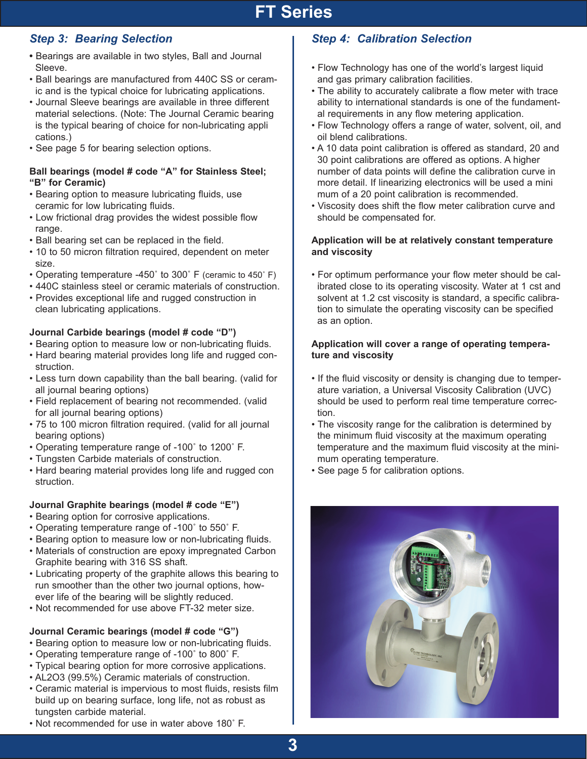## Step 3: Bearing Selection

- Bearings are available in two styles, Ball and Journal Sleeve.
- Ball bearings are manufactured from 440C SS or ceramic and is the typical choice for lubricating applications.
- Journal Sleeve bearings are available in three different material selections. (Note: The Journal Ceramic bearing is the typical bearing of choice for non-lubricating applications.)
- See page 5 for bearing selection options.

**Ball bearings (model # code "A" for Stainless Steel; "B" for Ceramic)**

- Bearing option to measure lubricating fluids, use ceramic for low lubricating fluids.
- Low frictional drag provides the widest possible flow range.
- Ball bearing set can be replaced in the field.
- 10 to 50 micron filtration required, dependent on meter size.
- Operating temperature -450˚ to 300˚ F (ceramic to 450˚ F)
- 440C stainless steel or ceramic materials of construction.
- Provides exceptional life and rugged construction in clean lubricating applications.

**Journal Carbide bearings (model # code "D")**

- Bearing option to measure low or non-lubricating fluids.
- Hard bearing material provides long life and rugged construction.
- Less turn down capability than the ball bearing. (valid for all journal bearing options)
- Field replacement of bearing not recommended. (valid for all journal bearing options)
- 75 to 100 micron filtration required. (valid for all journal bearing options)
- Operating temperature range of -100˚ to 1200˚ F.
- Tungsten Carbide materials of construction.
- Hard bearing material provides long life and rugged construction.

**Journal Graphite bearings (model # code "E")**

- Bearing option for corrosive applications.
- Operating temperature range of -100˚ to 550˚ F.
- Bearing option to measure low or non-lubricating fluids.
- Materials of construction are epoxy impregnated Carbon Graphite bearing with 316 SS shaft.
- Lubricating property of the graphite allows this bearing to run smoother than the other two journal options, however life of the bearing will be slightly reduced.
- Not recommended for use above FT-32 meter size.

**Journal Ceramic bearings (model # code "G")**

- Bearing option to measure low or non-lubricating fluids.
- Operating temperature range of -100˚ to 800˚ F.
- Typical bearing option for more corrosive applications.
- $AL_2O_3$ (99.5%) Ceramic materials of construction.
- Ceramic material is impervious to most fluids, resists film build up on bearing surface, long life, not as robust as tungsten carbide material.
- Not recommended for use in water above 180˚ F.

## Step 4: Calibration Selection

- Flow Technology has one of the world's largest liquid and gas primary calibration facilities.
- The ability to accurately calibrate a flow meter with trace ability to international standards is one of the fundamental requirements in any flow metering application.
- Flow Technology offers a range of water, solvent, oil, and oil blend calibrations.
- A 10 data point calibration is offered as standard, 20 and 30 point calibrations are offered as options. A higher number of data points will define the calibration curve in more detail. If linearizing electronics will be used a minimum of a 20 point calibration is recommended.
- Viscosity does shift the flow meter calibration curve and should be compensated for.

**Application will be at relatively constant temperature and viscosity**

- For optimum performance your flow meter should be calibrated close to its operating viscosity. Water at 1 cst and solvent at 1.2 cst viscosity is standard, a specific calibration to simulate the operating viscosity can be specified as an option.

**Application will cover a range of operating temperature and viscosity**

- If the fluid viscosity or density is changing due to temperature variation, a Universal Viscosity Calibration (UVC) should be used to perform real time temperature correction.
- The viscosity range for the calibration is determined by the minimum fluid viscosity at the maximum operating temperature and the maximum fluid viscosity at the minimum operating temperature.
- See page 5 for calibration options.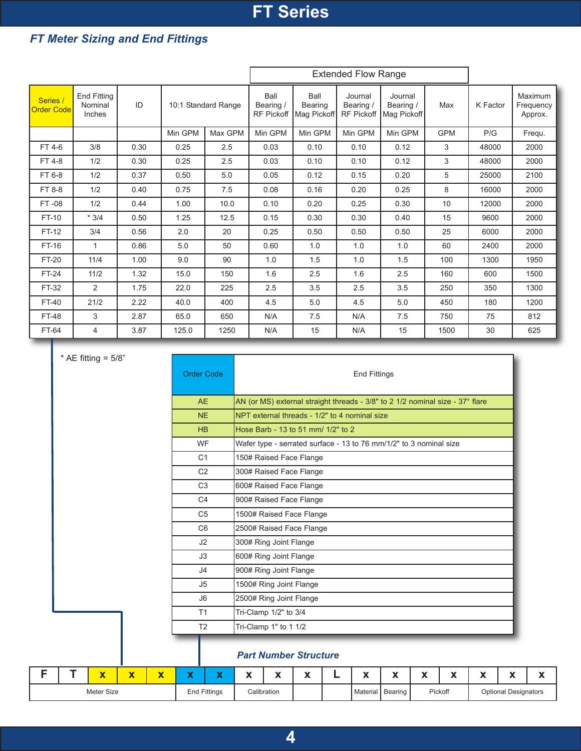# FT Series

## *FT Meter Sizing and End Fittings*

| Series / Order Code | End Fitting Nominal Inches | ID | 10:1 Standard Range | | Extended Flow Range: Ball Bearing / RF Pickoff | Extended Flow Range: Ball Bearing Mag Pickoff | Extended Flow Range: Journal Bearing / RF Pickoff | Extended Flow Range: Journal Bearing / Mag Pickoff | Max | K Factor | Maximum Frequency Approx. |
|---|---|---|---|---|---|---|---|---|---|---|---|
| | | | Min GPM | Max GPM | Min GPM | Min GPM | Min GPM | Min GPM | GPM | P/G | Frequ. |
| FT 4-6 | 3/8 | 0.30 | 0.25 | 2.5 | 0.03 | 0.10 | 0.10 | 0.12 | 3 | 48000 | 2000 |
| FT 4-8 | 1/2 | 0.30 | 0.25 | 2.5 | 0.03 | 0.10 | 0.10 | 0.12 | 3 | 48000 | 2000 |
| FT 6-8 | 1/2 | 0.37 | 0.50 | 5.0 | 0.05 | 0.12 | 0.15 | 0.20 | 5 | 25000 | 2100 |
| FT 8-8 | 1/2 | 0.40 | 0.75 | 7.5 | 0.08 | 0.16 | 0.20 | 0.25 | 8 | 16000 | 2000 |
| FT -08 | 1/2 | 0.44 | 1.00 | 10.0 | 0.10 | 0.20 | 0.25 | 0.30 | 10 | 12000 | 2000 |
| FT-10 | * 3/4 | 0.50 | 1.25 | 12.5 | 0.15 | 0.30 | 0.30 | 0.40 | 15 | 9600 | 2000 |
| FT-12 | 3/4 | 0.56 | 2.0 | 20 | 0.25 | 0.50 | 0.50 | 0.50 | 25 | 6000 | 2000 |
| FT-16 | 1 | 0.86 | 5.0 | 50 | 0.60 | 1.0 | 1.0 | 1.0 | 60 | 2400 | 2000 |
| FT-20 | 11/4 | 1.00 | 9.0 | 90 | 1.0 | 1.5 | 1.0 | 1.5 | 100 | 1300 | 1950 |
| FT-24 | 11/2 | 1.32 | 15.0 | 150 | 1.6 | 2.5 | 1.6 | 2.5 | 160 | 600 | 1500 |
| FT-32 | 2 | 1.75 | 22.0 | 225 | 2.5 | 3.5 | 2.5 | 3.5 | 250 | 350 | 1300 |
| FT-40 | 21/2 | 2.22 | 40.0 | 400 | 4.5 | 5.0 | 4.5 | 5.0 | 450 | 180 | 1200 |
| FT-48 | 3 | 2.87 | 65.0 | 650 | N/A | 7.5 | N/A | 7.5 | 750 | 75 | 812 |
| FT-64 | 4 | 3.87 | 125.0 | 1250 | N/A | 15 | N/A | 15 | 1500 | 30 | 625 |

* AE fitting = 5/8"

| Order Code | End Fittings |
|---|---|
| AE | AN (or MS) external straight threads - 3/8" to 2 1/2 nominal size - 37° flare |
| NE | NPT external threads - 1/2" to 4 nominal size |
| HB | Hose Barb - 13 to 51 mm/ 1/2" to 2 |
| WF | Wafer type - serrated surface - 13 to 76 mm/1/2" to 3 nominal size |
| C1 | 150# Raised Face Flange |
| C2 | 300# Raised Face Flange |
| C3 | 600# Raised Face Flange |
| C4 | 900# Raised Face Flange |
| C5 | 1500# Raised Face Flange |
| C6 | 2500# Raised Face Flange |
| J2 | 300# Ring Joint Flange |
| J3 | 600# Ring Joint Flange |
| J4 | 900# Ring Joint Flange |
| J5 | 1500# Ring Joint Flange |
| J6 | 2500# Ring Joint Flange |
| T1 | Tri-Clamp 1/2" to 3/4 |
| T2 | Tri-Clamp 1" to 1 1/2 |

### *Part Number Structure*

| F | T | x | x | x | x | x | x | x | x | L | x | x | x | x | x | x | x |
|---|---|---|---|---|---|---|---|---|---|---|---|---|---|---|---|---|---|
| Meter Size | | | | | End Fittings | | Calibration | | | | Material | Bearing | Pickoff | | Optional Designators | | |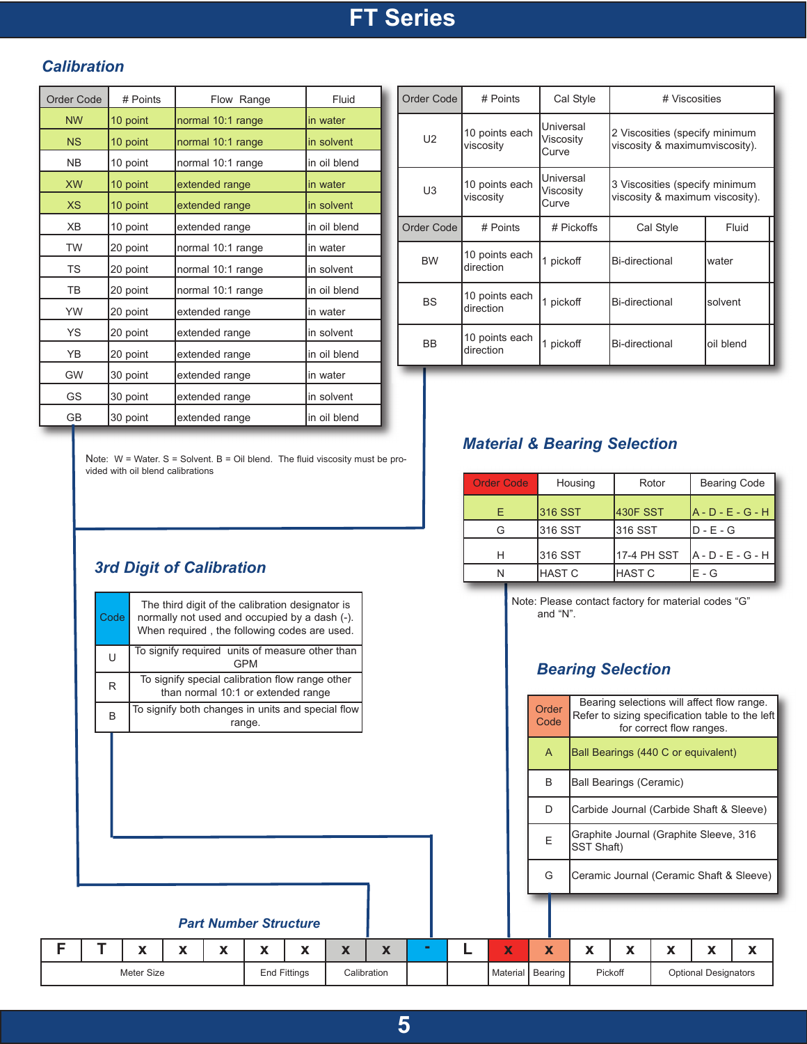# FT Series

## Calibration

| Order Code | # Points | Flow Range | Fluid |
|---|---|---|---|
| NW | 10 point | normal 10:1 range | in water |
| NS | 10 point | normal 10:1 range | in solvent |
| NB | 10 point | normal 10:1 range | in oil blend |
| XW | 10 point | extended range | in water |
| XS | 10 point | extended range | in solvent |
| XB | 10 point | extended range | in oil blend |
| TW | 20 point | normal 10:1 range | in water |
| TS | 20 point | normal 10:1 range | in solvent |
| TB | 20 point | normal 10:1 range | in oil blend |
| YW | 20 point | extended range | in water |
| YS | 20 point | extended range | in solvent |
| YB | 20 point | extended range | in oil blend |
| GW | 30 point | extended range | in water |
| GS | 30 point | extended range | in solvent |
| GB | 30 point | extended range | in oil blend |

Note: W = Water. S = Solvent. B = Oil blend. The fluid viscosity must be provided with oil blend calibrations

| Order Code | # Points | Cal Style | # Viscosities |
|---|---|---|---|
| U2 | 10 points each viscosity | Universal Viscosity Curve | 2 Viscosities (specify minimum viscosity & maximumviscosity). |
| U3 | 10 points each viscosity | Universal Viscosity Curve | 3 Viscosities (specify minimum viscosity & maximum viscosity). |

| Order Code | # Points | # Pickoffs | Cal Style | Fluid |
|---|---|---|---|---|
| BW | 10 points each direction | 1 pickoff | Bi-directional | water |
| BS | 10 points each direction | 1 pickoff | Bi-directional | solvent |
| BB | 10 points each direction | 1 pickoff | Bi-directional | oil blend |

## 3rd Digit of Calibration

| Code | The third digit of the calibration designator is normally not used and occupied by a dash (-). When required , the following codes are used. |
|---|---|
| U | To signify required units of measure other than GPM |
| R | To signify special calibration flow range other than normal 10:1 or extended range |
| B | To signify both changes in units and special flow range. |

## Material & Bearing Selection

| Order Code | Housing | Rotor | Bearing Code |
|---|---|---|---|
| E | 316 SST | 430F SST | A - D - E - G - H |
| G | 316 SST | 316 SST | D - E - G |
| H | 316 SST | 17-4 PH SST | A - D - E - G - H |
| N | HAST C | HAST C | E - G |

Note: Please contact factory for material codes "G" and "N".

## Bearing Selection

| Order Code | Bearing selections will affect flow range. Refer to sizing specification table to the left for correct flow ranges. |
|---|---|
| A | Ball Bearings (440 C or equivalent) |
| B | Ball Bearings (Ceramic) |
| D | Carbide Journal (Carbide Shaft & Sleeve) |
| E | Graphite Journal (Graphite Sleeve, 316 SST Shaft) |
| G | Ceramic Journal (Ceramic Shaft & Sleeve) |

## Part Number Structure

| F | T | x | x | x | x | x | x | x | - | L | x | x | x | x | x | x | x |
|---|---|---|---|---|---|---|---|---|---|---|---|---|---|---|---|---|---|
| | | Meter Size | | | End Fittings | | Calibration | | | | Material | Bearing | Pickoff | | Optional Designators | | |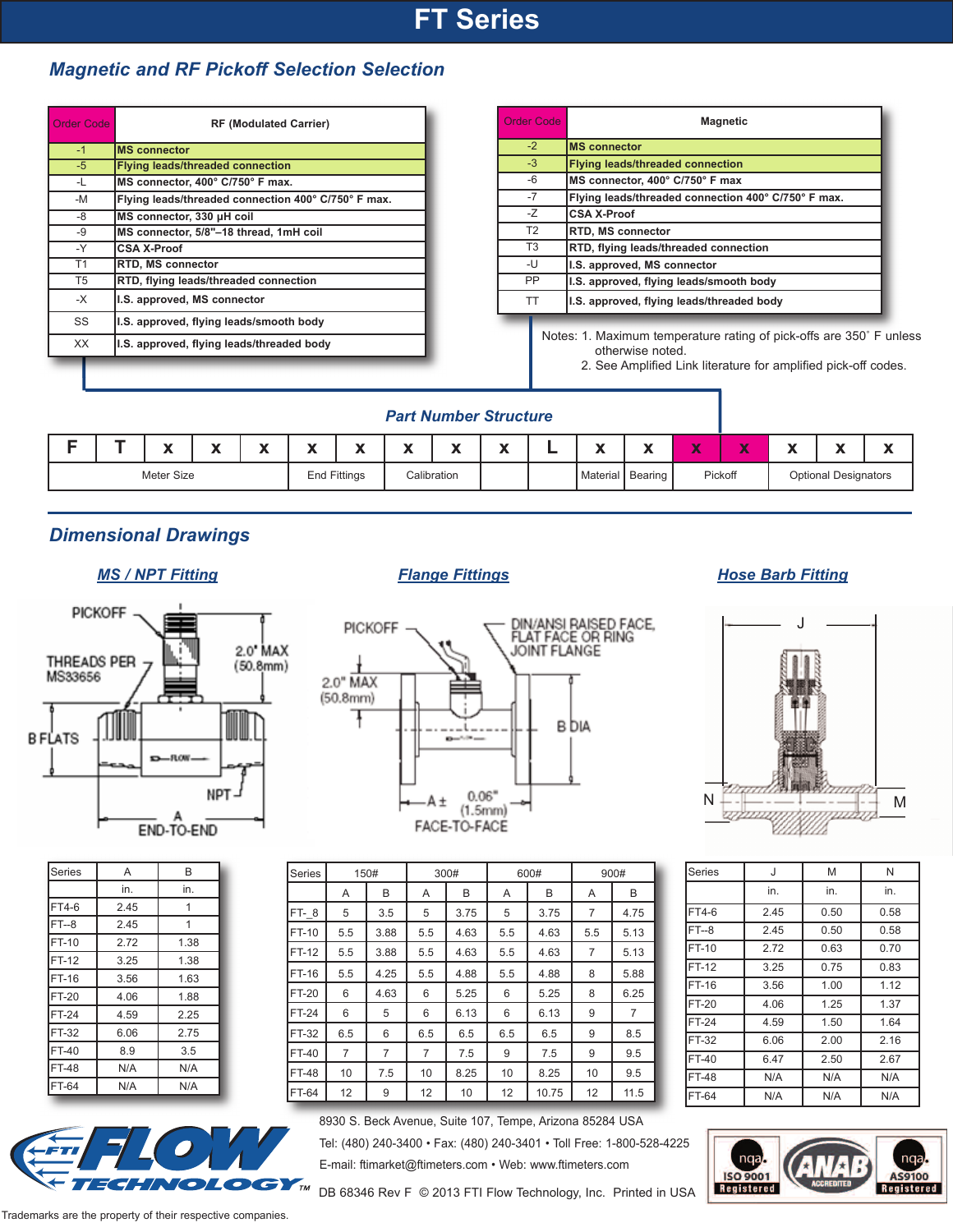# FT Series

## Magnetic and RF Pickoff Selection Selection

| Order Code | RF (Modulated Carrier) |
| --- | --- |
| -1 | MS connector |
| -5 | Flying leads/threaded connection |
| -L | MS connector, 400° C/750° F max. |
| -M | Flying leads/threaded connection 400° C/750° F max. |
| -8 | MS connector, 330 µH coil |
| -9 | MS connector, 5/8"–18 thread, 1mH coil |
| -Y | CSA X-Proof |
| T1 | RTD, MS connector |
| T5 | RTD, flying leads/threaded connection |
| -X | I.S. approved, MS connector |
| SS | I.S. approved, flying leads/smooth body |
| XX | I.S. approved, flying leads/threaded body |

| Order Code | Magnetic |
| --- | --- |
| -2 | MS connector |
| -3 | Flying leads/threaded connection |
| -6 | MS connector, 400° C/750° F max |
| -7 | Flying leads/threaded connection 400° C/750° F max. |
| -Z | CSA X-Proof |
| T2 | RTD, MS connector |
| T3 | RTD, flying leads/threaded connection |
| -U | I.S. approved, MS connector |
| PP | I.S. approved, flying leads/smooth body |
| TT | I.S. approved, flying leads/threaded body |

Notes: 1. Maximum temperature rating of pick-offs are 350° F unless otherwise noted.
2. See Amplified Link literature for amplified pick-off codes.

### Part Number Structure

| F | T | x | x | x | x | x | x | x | x | L | x | x | x | x | x | x | x |
| --- | --- | --- | --- | --- | --- | --- | --- | --- | --- | --- | --- | --- | --- | --- | --- | --- | --- |
| Meter Size | | | | | End Fittings | | Calibration | | | | Material | Bearing | Pickoff | | Optional Designators | | |

## Dimensional Drawings

### MS / NPT Fitting

PICKOFF
THREADS PER MS33656
2.0" MAX (50.8mm)
B FLATS
FLOW
NPT
A END-TO-END

| Series | A | B |
| --- | --- | --- |
| | in. | in. |
| FT4-6 | 2.45 | 1 |
| FT–8 | 2.45 | 1 |
| FT-10 | 2.72 | 1.38 |
| FT-12 | 3.25 | 1.38 |
| FT-16 | 3.56 | 1.63 |
| FT-20 | 4.06 | 1.88 |
| FT-24 | 4.59 | 2.25 |
| FT-32 | 6.06 | 2.75 |
| FT-40 | 8.9 | 3.5 |
| FT-48 | N/A | N/A |
| FT-64 | N/A | N/A |

### Flange Fittings

PICKOFF
DIN/ANSI RAISED FACE, FLAT FACE OR RING JOINT FLANGE
2.0" MAX (50.8mm)
B DIA
A ± 0.06" (1.5mm) FACE-TO-FACE

| Series | 150# | | 300# | | 600# | | 900# | |
| --- | --- | --- | --- | --- | --- | --- | --- | --- |
| | A | B | A | B | A | B | A | B |
| FT-_8 | 5 | 3.5 | 5 | 3.75 | 5 | 3.75 | 7 | 4.75 |
| FT-10 | 5.5 | 3.88 | 5.5 | 4.63 | 5.5 | 4.63 | 5.5 | 5.13 |
| FT-12 | 5.5 | 3.88 | 5.5 | 4.63 | 5.5 | 4.63 | 7 | 5.13 |
| FT-16 | 5.5 | 4.25 | 5.5 | 4.88 | 5.5 | 4.88 | 8 | 5.88 |
| FT-20 | 6 | 4.63 | 6 | 5.25 | 6 | 5.25 | 8 | 6.25 |
| FT-24 | 6 | 5 | 6 | 6.13 | 6 | 6.13 | 9 | 7 |
| FT-32 | 6.5 | 6 | 6.5 | 6.5 | 6.5 | 6.5 | 9 | 8.5 |
| FT-40 | 7 | 7 | 7 | 7.5 | 9 | 7.5 | 9 | 9.5 |
| FT-48 | 10 | 7.5 | 10 | 8.25 | 10 | 8.25 | 10 | 9.5 |
| FT-64 | 12 | 9 | 12 | 10 | 12 | 10.75 | 12 | 11.5 |

### Hose Barb Fitting

J
N
M

| Series | J | M | N |
| --- | --- | --- | --- |
| | in. | in. | in. |
| FT4-6 | 2.45 | 0.50 | 0.58 |
| FT–8 | 2.45 | 0.50 | 0.58 |
| FT-10 | 2.72 | 0.63 | 0.70 |
| FT-12 | 3.25 | 0.75 | 0.83 |
| FT-16 | 3.56 | 1.00 | 1.12 |
| FT-20 | 4.06 | 1.25 | 1.37 |
| FT-24 | 4.59 | 1.50 | 1.64 |
| FT-32 | 6.06 | 2.00 | 2.16 |
| FT-40 | 6.47 | 2.50 | 2.67 |
| FT-48 | N/A | N/A | N/A |
| FT-64 | N/A | N/A | N/A |

FTI FLOW TECHNOLOGY™

8930 S. Beck Avenue, Suite 107, Tempe, Arizona 85284 USA
Tel: (480) 240-3400 • Fax: (480) 240-3401 • Toll Free: 1-800-528-4225
E-mail: ftimarket@ftimeters.com • Web: www.ftimeters.com
DB 68346 Rev F © 2013 FTI Flow Technology, Inc. Printed in USA

nqa. ISO 9001 Registered | ANAB ACCREDITED | nqa. AS9100 Registered

Trademarks are the property of their respective companies.